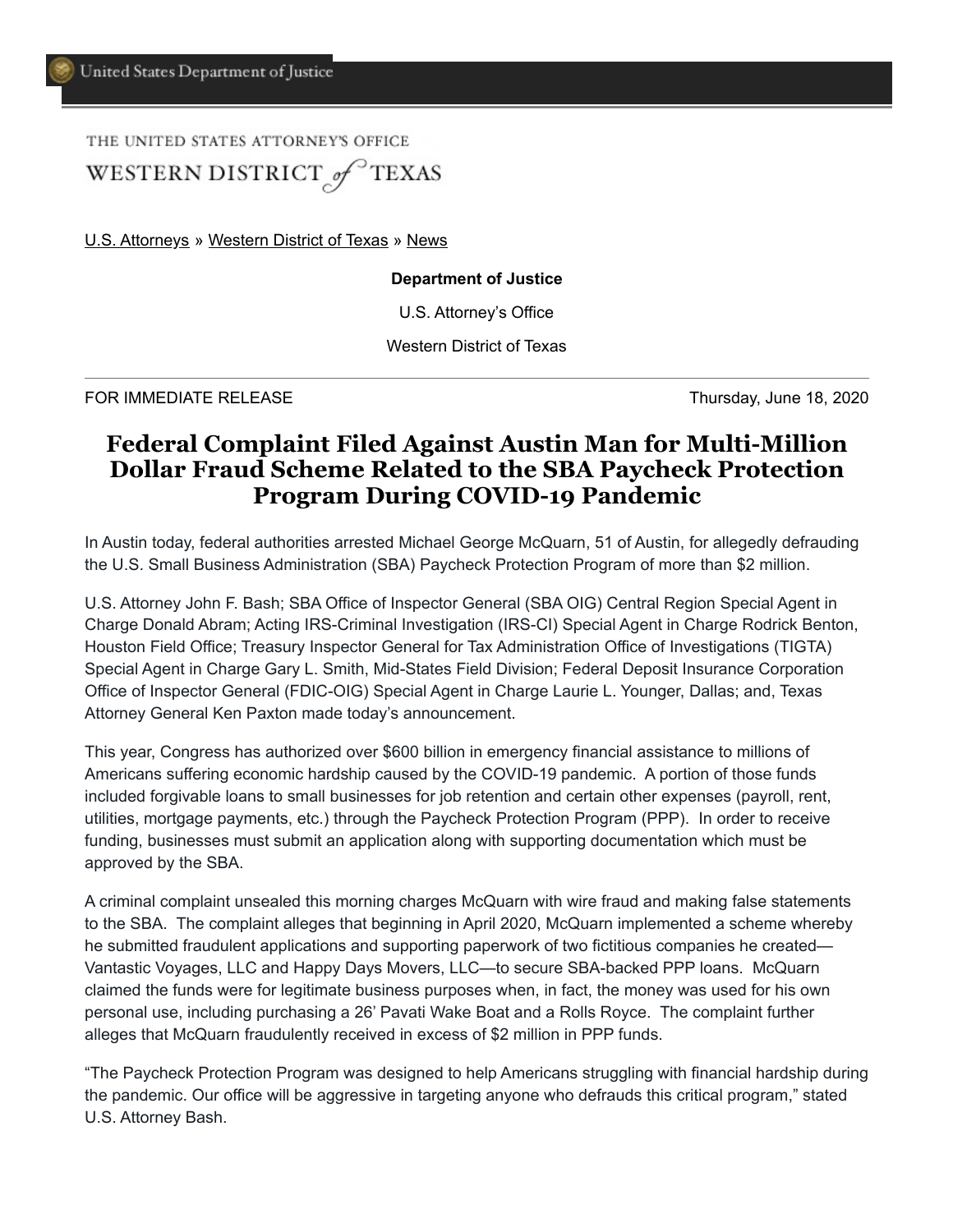United States Department of Justice

THE UNITED STATES ATTORNEY'S OFFICE
WESTERN DISTRICT of TEXAS

U.S. Attorneys » Western District of Texas » News

**Department of Justice**

U.S. Attorney's Office

Western District of Texas

FOR IMMEDIATE RELEASE — Thursday, June 18, 2020

# Federal Complaint Filed Against Austin Man for Multi-Million Dollar Fraud Scheme Related to the SBA Paycheck Protection Program During COVID-19 Pandemic

In Austin today, federal authorities arrested Michael George McQuarn, 51 of Austin, for allegedly defrauding the U.S. Small Business Administration (SBA) Paycheck Protection Program of more than $2 million.

U.S. Attorney John F. Bash; SBA Office of Inspector General (SBA OIG) Central Region Special Agent in Charge Donald Abram; Acting IRS-Criminal Investigation (IRS-CI) Special Agent in Charge Rodrick Benton, Houston Field Office; Treasury Inspector General for Tax Administration Office of Investigations (TIGTA) Special Agent in Charge Gary L. Smith, Mid-States Field Division; Federal Deposit Insurance Corporation Office of Inspector General (FDIC-OIG) Special Agent in Charge Laurie L. Younger, Dallas; and, Texas Attorney General Ken Paxton made today's announcement.

This year, Congress has authorized over $600 billion in emergency financial assistance to millions of Americans suffering economic hardship caused by the COVID-19 pandemic. A portion of those funds included forgivable loans to small businesses for job retention and certain other expenses (payroll, rent, utilities, mortgage payments, etc.) through the Paycheck Protection Program (PPP). In order to receive funding, businesses must submit an application along with supporting documentation which must be approved by the SBA.

A criminal complaint unsealed this morning charges McQuarn with wire fraud and making false statements to the SBA. The complaint alleges that beginning in April 2020, McQuarn implemented a scheme whereby he submitted fraudulent applications and supporting paperwork of two fictitious companies he created—Vantastic Voyages, LLC and Happy Days Movers, LLC—to secure SBA-backed PPP loans. McQuarn claimed the funds were for legitimate business purposes when, in fact, the money was used for his own personal use, including purchasing a 26' Pavati Wake Boat and a Rolls Royce. The complaint further alleges that McQuarn fraudulently received in excess of $2 million in PPP funds.

"The Paycheck Protection Program was designed to help Americans struggling with financial hardship during the pandemic. Our office will be aggressive in targeting anyone who defrauds this critical program," stated U.S. Attorney Bash.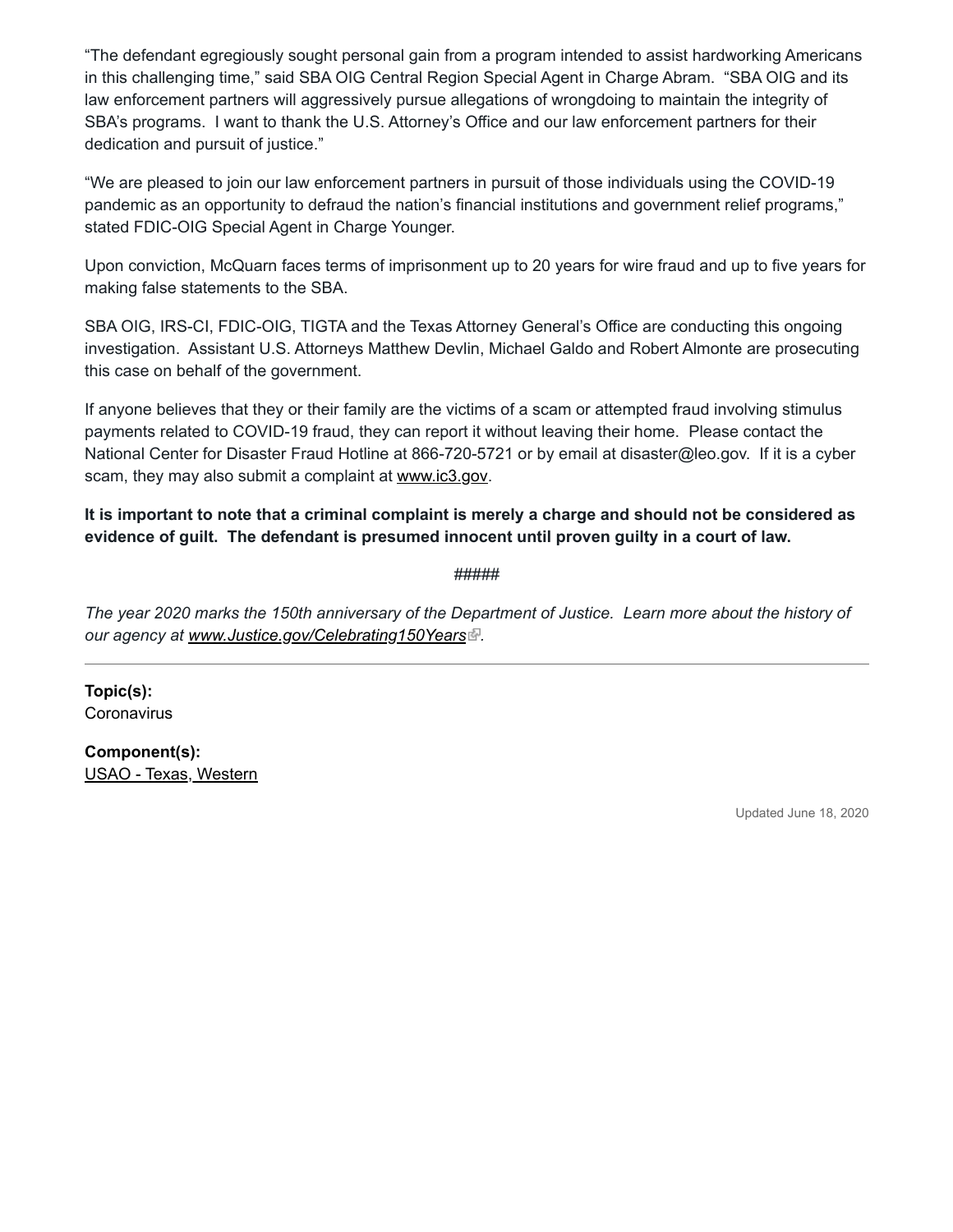“The defendant egregiously sought personal gain from a program intended to assist hardworking Americans in this challenging time,” said SBA OIG Central Region Special Agent in Charge Abram. “SBA OIG and its law enforcement partners will aggressively pursue allegations of wrongdoing to maintain the integrity of SBA’s programs. I want to thank the U.S. Attorney’s Office and our law enforcement partners for their dedication and pursuit of justice.”

“We are pleased to join our law enforcement partners in pursuit of those individuals using the COVID-19 pandemic as an opportunity to defraud the nation’s financial institutions and government relief programs,” stated FDIC-OIG Special Agent in Charge Younger.

Upon conviction, McQuarn faces terms of imprisonment up to 20 years for wire fraud and up to five years for making false statements to the SBA.

SBA OIG, IRS-CI, FDIC-OIG, TIGTA and the Texas Attorney General’s Office are conducting this ongoing investigation. Assistant U.S. Attorneys Matthew Devlin, Michael Galdo and Robert Almonte are prosecuting this case on behalf of the government.

If anyone believes that they or their family are the victims of a scam or attempted fraud involving stimulus payments related to COVID-19 fraud, they can report it without leaving their home. Please contact the National Center for Disaster Fraud Hotline at 866-720-5721 or by email at disaster@leo.gov. If it is a cyber scam, they may also submit a complaint at www.ic3.gov.

**It is important to note that a criminal complaint is merely a charge and should not be considered as evidence of guilt. The defendant is presumed innocent until proven guilty in a court of law.**

#####

*The year 2020 marks the 150th anniversary of the Department of Justice. Learn more about the history of our agency at www.Justice.gov/Celebrating150Years.*

---

**Topic(s):**
Coronavirus

**Component(s):**
USAO - Texas, Western

Updated June 18, 2020